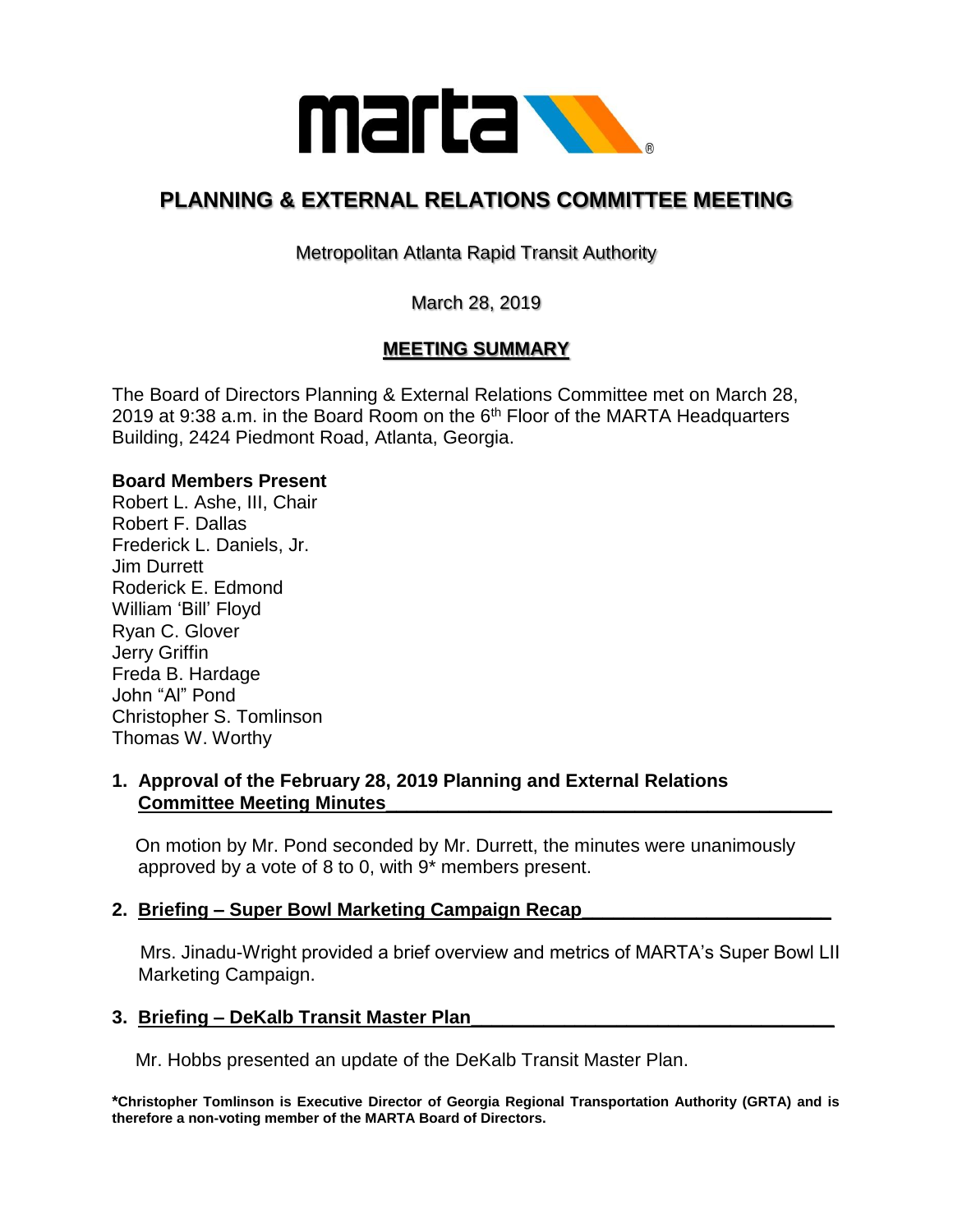# PLANNING & EXTERNAL RELATIONS COMMITTEE MEETING

Metropolitan Atlanta Rapid Transit Authority

March 28, 2019

## MEETING SUMMARY

The Board of Directors Planning & External Relations Committee met on March 28, 2019 at 9:38 a.m. in the Board Room on the 6th Floor of the MARTA Headquarters Building, 2424 Piedmont Road, Atlanta, Georgia.

**Board Members Present**

Robert L. Ashe, III, Chair
Robert F. Dallas
Frederick L. Daniels, Jr.
Jim Durrett
Roderick E. Edmond
William 'Bill' Floyd
Ryan C. Glover
Jerry Griffin
Freda B. Hardage
John "Al" Pond
Christopher S. Tomlinson
Thomas W. Worthy

**1. Approval of the February 28, 2019 Planning and External Relations Committee Meeting Minutes**

On motion by Mr. Pond seconded by Mr. Durrett, the minutes were unanimously approved by a vote of 8 to 0, with 9* members present.

**2. Briefing – Super Bowl Marketing Campaign Recap**

Mrs. Jinadu-Wright provided a brief overview and metrics of MARTA's Super Bowl LII Marketing Campaign.

**3. Briefing – DeKalb Transit Master Plan**

Mr. Hobbs presented an update of the DeKalb Transit Master Plan.

***Christopher Tomlinson is Executive Director of Georgia Regional Transportation Authority (GRTA) and is therefore a non-voting member of the MARTA Board of Directors.**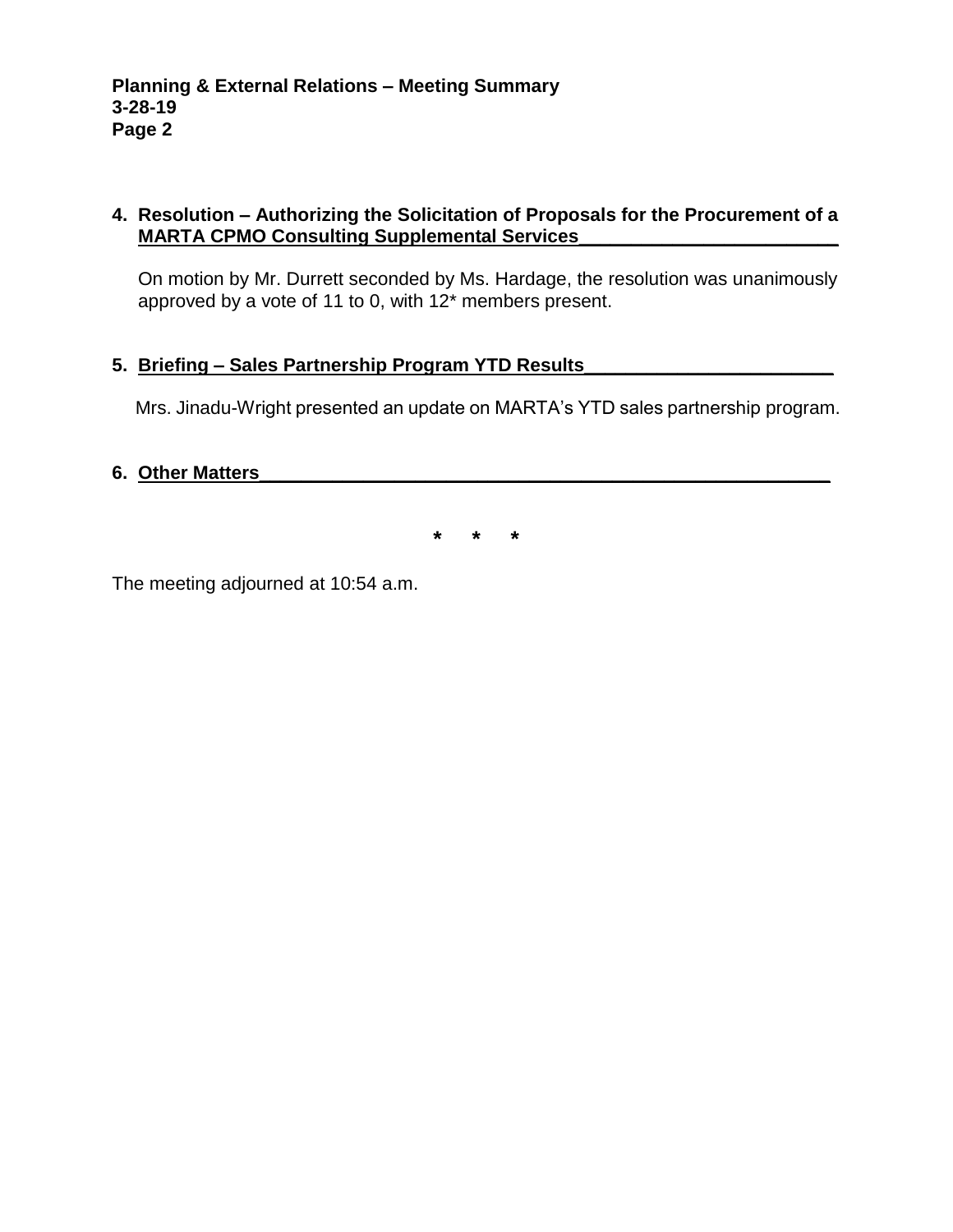**4. Resolution – Authorizing the Solicitation of Proposals for the Procurement of a MARTA CPMO Consulting Supplemental Services**

On motion by Mr. Durrett seconded by Ms. Hardage, the resolution was unanimously approved by a vote of 11 to 0, with 12* members present.

**5. Briefing – Sales Partnership Program YTD Results**

Mrs. Jinadu-Wright presented an update on MARTA's YTD sales partnership program.

**6. Other Matters**

\* \* \*

The meeting adjourned at 10:54 a.m.